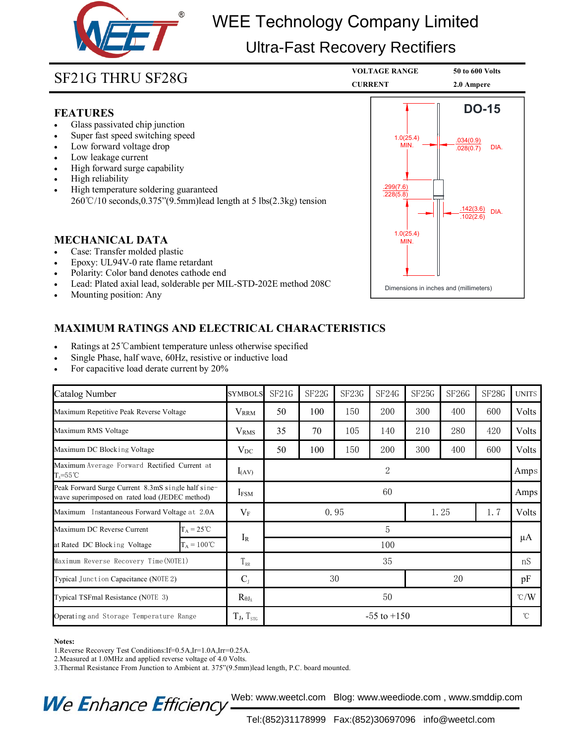# WEE Technology Company Limited

## Ultra-Fast Recovery Rectifiers

## SF21G THRU SF28G

**VOLTAGE RANGE** 50 to 600 Volts
**CURRENT** 2.0 Ampere

### FEATURES

- Glass passivated chip junction
- Super fast speed switching speed
- Low forward voltage drop
- Low leakage current
- High forward surge capability
- High reliability
- High temperature soldering guaranteed
  260℃/10 seconds,0.375"(9.5mm)lead length at 5 lbs(2.3kg) tension

**DO-15**

1.0(25.4) MIN.
.034(0.9) .028(0.7) DIA.
.299(7.6) .228(5.8)
.142(3.6) .102(2.6) DIA.
1.0(25.4) MIN.

Dimensions in inches and (millimeters)

### MECHANICAL DATA

- Case: Transfer molded plastic
- Epoxy: UL94V-0 rate flame retardant
- Polarity: Color band denotes cathode end
- Lead: Plated axial lead, solderable per MIL-STD-202E method 208C
- Mounting position: Any

### MAXIMUM RATINGS AND ELECTRICAL CHARACTERISTICS

- Ratings at 25℃ambient temperature unless otherwise specified
- Single Phase, half wave, 60Hz, resistive or inductive load
- For capacitive load derate current by 20%

| Catalog Number | | SYMBOLS | SF21G | SF22G | SF23G | SF24G | SF25G | SF26G | SF28G | UNITS |
|---|---|---|---|---|---|---|---|---|---|---|
| Maximum Repetitive Peak Reverse Voltage | | $V_{RRM}$ | 50 | 100 | 150 | 200 | 300 | 400 | 600 | Volts |
| Maximum RMS Voltage | | $V_{RMS}$ | 35 | 70 | 105 | 140 | 210 | 280 | 420 | Volts |
| Maximum DC Blocking Voltage | | $V_{DC}$ | 50 | 100 | 150 | 200 | 300 | 400 | 600 | Volts |
| Maximum Average Forward Rectified Current at $T_A$=55℃ | | $I_{(AV)}$ | 2 | | | | | | | Amps |
| Peak Forward Surge Current 8.3mS single half sine-wave superimposed on rated load (JEDEC method) | | $I_{FSM}$ | 60 | | | | | | | Amps |
| Maximum Instantaneous Forward Voltage at 2.0A | | $V_F$ | 0.95 | | | | 1.25 | | 1.7 | Volts |
| Maximum DC Reverse Current | $T_A$ = 25℃ | $I_R$ | 5 | | | | | | | μA |
| at Rated DC Blocking Voltage | $T_A$ = 100℃ | | 100 | | | | | | | |
| Maximum Reverse Recovery Time (NOTE1) | | $T_{RR}$ | 35 | | | | | | | nS |
| Typical Junction Capacitance (NOTE 2) | | $C_J$ | 30 | | | | 20 | | | pF |
| Typical TSFmal Resistance (NOTE 3) | | $R_{\theta JA}$ | 50 | | | | | | | ℃/W |
| Operating and Storage Temperature Range | | $T_J$, $T_{STG}$ | -55 to +150 | | | | | | | ℃ |

**Notes:**
1.Reverse Recovery Test Conditions:If=0.5A,Ir=1.0A,Irr=0.25A.
2.Measured at 1.0MHz and applied reverse voltage of 4.0 Volts.
3.Thermal Resistance From Junction to Ambient at. 375"(9.5mm)lead length, P.C. board mounted.

*We Enhance Efficiency*

Web: www.weetcl.com Blog: www.weediode.com , www.smddip.com
Tel:(852)31178999 Fax:(852)30697096 info@weetcl.com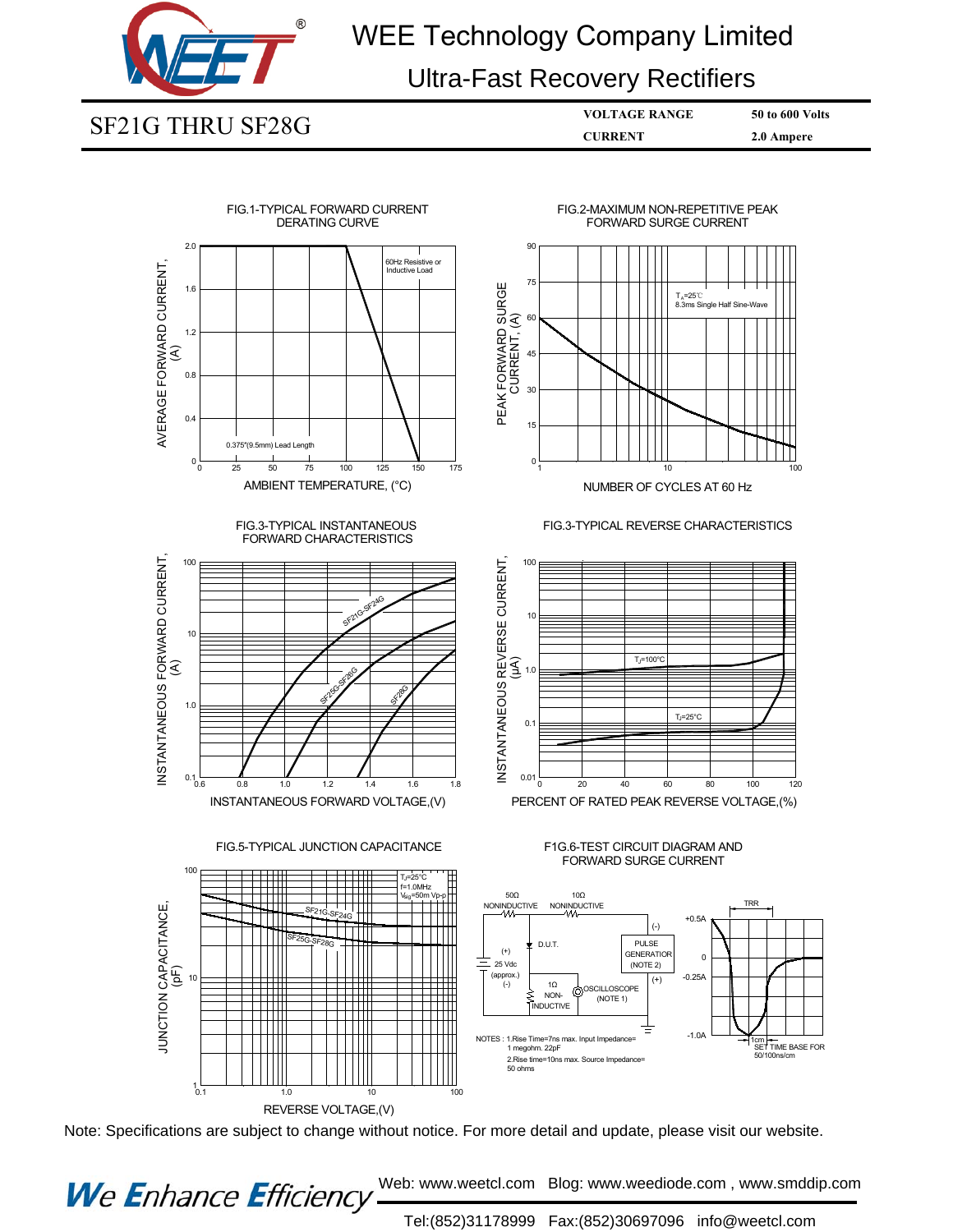# WEE Technology Company Limited

## Ultra-Fast Recovery Rectifiers

**SF21G THRU SF28G**

| | |
|---|---|
| VOLTAGE RANGE | 50 to 600 Volts |
| CURRENT | 2.0 Ampere |

FIG.1-TYPICAL FORWARD CURRENT DERATING CURVE

AVERAGE FORWARD CURRENT, (A)

2.0
1.6
1.2
0.8
0.4
0

60Hz Resistive or Inductive Load

0.375"(9.5mm) Lead Length

0 25 50 75 100 125 150 175

AMBIENT TEMPERATURE, (°C)

FIG.2-MAXIMUM NON-REPETITIVE PEAK FORWARD SURGE CURRENT

PEAK FORWARD SURGE CURRENT, (A)

90
75
60
45
30
15
0

$T_A$=25℃
8.3ms Single Half Sine-Wave

1 10 100

NUMBER OF CYCLES AT 60 Hz

FIG.3-TYPICAL INSTANTANEOUS FORWARD CHARACTERISTICS

INSTANTANEOUS FORWARD CURRENT, (A)

100
10
1.0
0.1

SF21G-SF24G
SF25G-SF26G
SF28G

0.6 0.8 1.0 1.2 1.4 1.6 1.8

INSTANTANEOUS FORWARD VOLTAGE,(V)

FIG.3-TYPICAL REVERSE CHARACTERISTICS

INSTANTANEOUS REVERSE CURRENT, (μA)

100
10
1.0
0.1
0.01

$T_J$=100°C
$T_J$=25°C

0 20 40 60 80 100 120

PERCENT OF RATED PEAK REVERSE VOLTAGE,(%)

FIG.5-TYPICAL JUNCTION CAPACITANCE

JUNCTION CAPACITANCE, (pF)

100
10
1

$T_J$=25°C
f=1.0MHz
$V_{sig}$=50m Vp-p

SF21G-SF24G
SF25G-SF28G

0.1 1.0 10 100

REVERSE VOLTAGE,(V)

F1G.6-TEST CIRCUIT DIAGRAM AND FORWARD SURGE CURRENT

50Ω NONINDUCTIVE
10Ω NONINDUCTIVE
D.U.T.
(+) 25 Vdc (approx.) (-)
1Ω NON-INDUCTIVE
PULSE GENERATION (NOTE 2)
OSCILLOSCOPE (NOTE 1)
(-) (+)

TRR
+0.5A
0
-0.25A
-1.0A
1cm
SET TIME BASE FOR 50/100ns/cm

NOTES : 1.Rise Time=7ns max. Input Impedance= 1 megohm. 22pF
2.Rise time=10ns max. Source Impedance= 50 ohms

Note: Specifications are subject to change without notice. For more detail and update, please visit our website.

*We Enhance Efficiency*

Web: www.weetcl.com Blog: www.weediode.com , www.smddip.com

Tel:(852)31178999 Fax:(852)30697096 info@weetcl.com